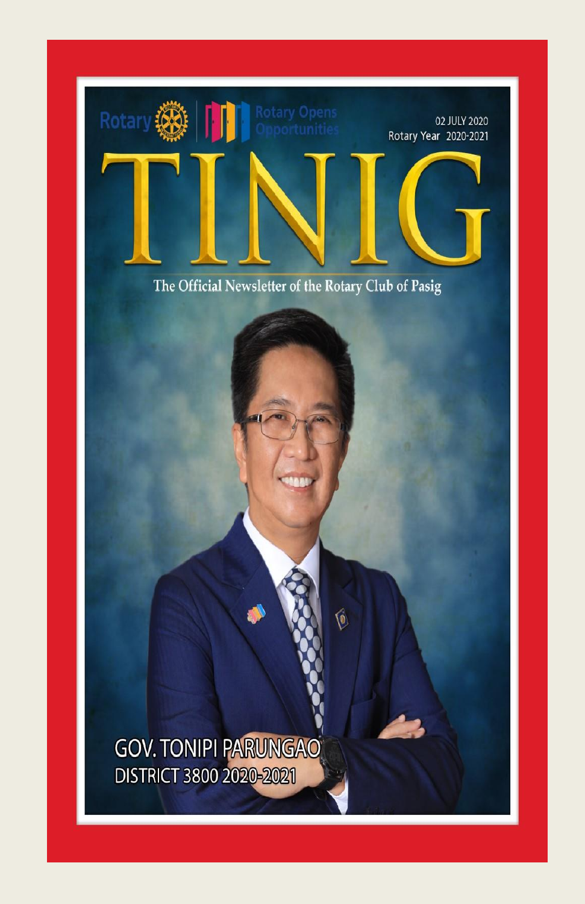Rotary | Rotary Opens Opportunities

02 JULY 2020

Rotary Year 2020-2021

# TINIG

The Official Newsletter of the Rotary Club of Pasig

**GOV. TONIPI PARUNGAO**

**DISTRICT 3800 2020-2021**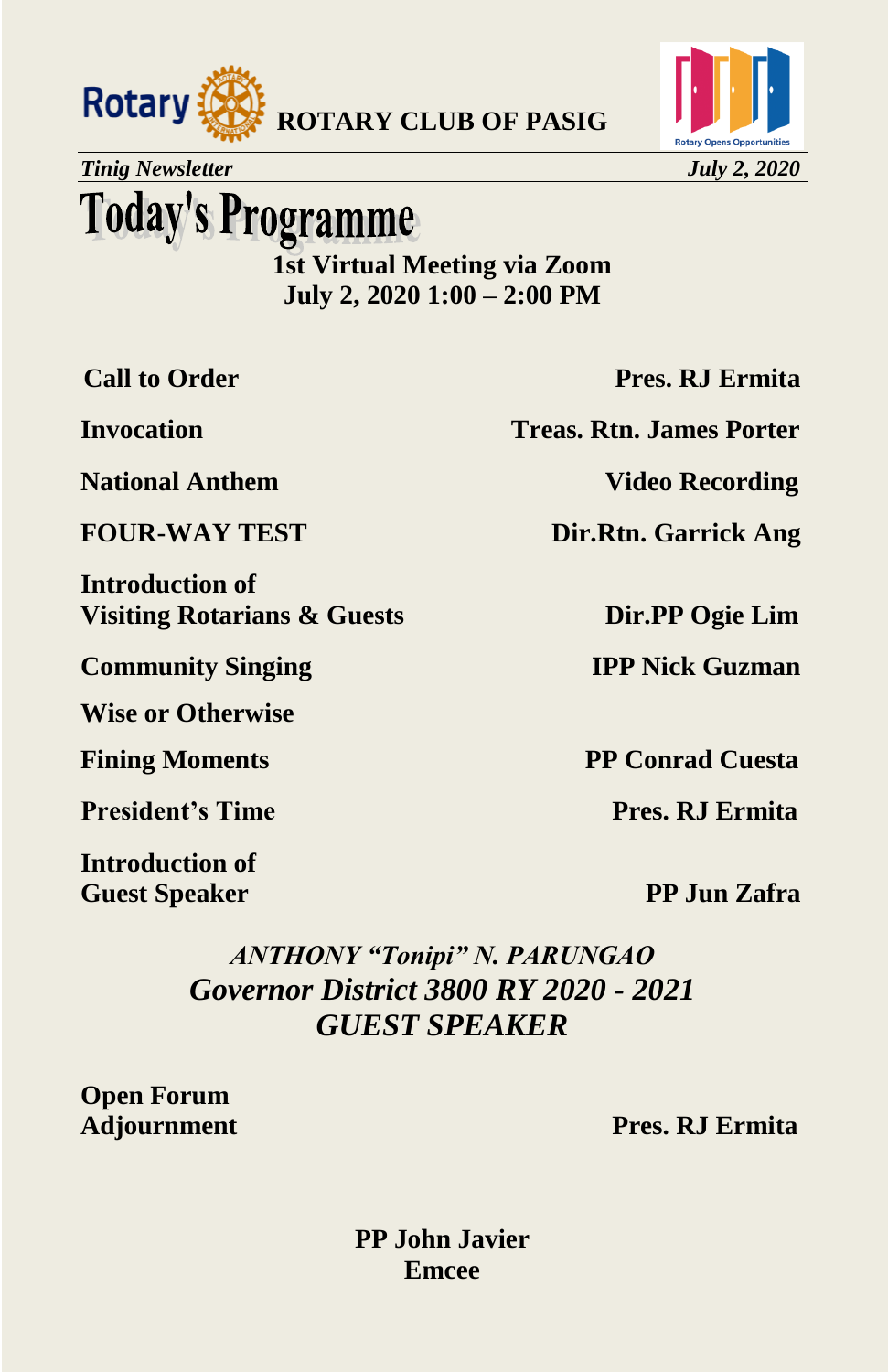# Today's Programme

**1st Virtual Meeting via Zoom**
**July 2, 2020 1:00 – 2:00 PM**

| | |
|---|---|
| **Call to Order** | **Pres. RJ Ermita** |
| **Invocation** | **Treas. Rtn. James Porter** |
| **National Anthem** | **Video Recording** |
| **FOUR-WAY TEST** | **Dir.Rtn. Garrick Ang** |
| **Introduction of Visiting Rotarians & Guests** | **Dir.PP Ogie Lim** |
| **Community Singing** | **IPP Nick Guzman** |
| **Wise or Otherwise** | |
| **Fining Moments** | **PP Conrad Cuesta** |
| **President's Time** | **Pres. RJ Ermita** |
| **Introduction of Guest Speaker** | **PP Jun Zafra** |

***ANTHONY "Tonipi" N. PARUNGAO***
***Governor District 3800 RY 2020 - 2021***
***GUEST SPEAKER***

| | |
|---|---|
| **Open Forum** | |
| **Adjournment** | **Pres. RJ Ermita** |

**PP John Javier**
**Emcee**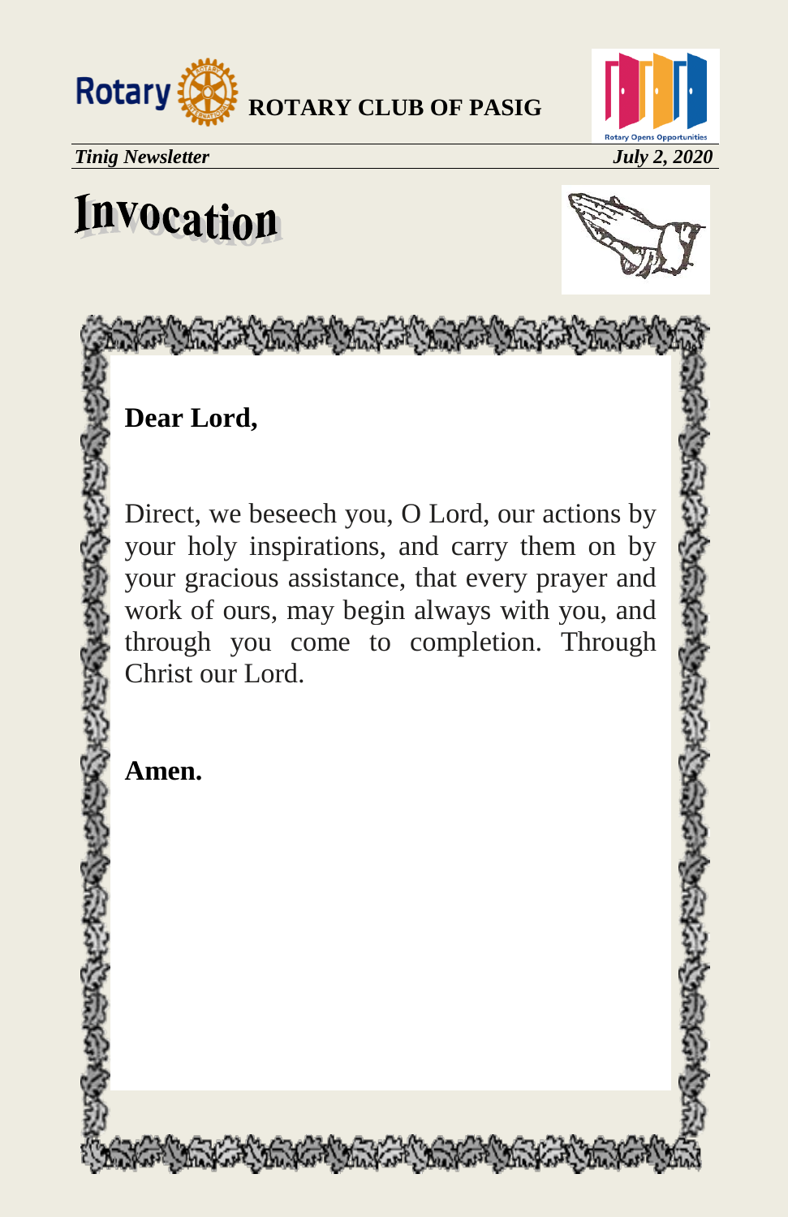# Invocation

**Dear Lord,**

Direct, we beseech you, O Lord, our actions by your holy inspirations, and carry them on by your gracious assistance, that every prayer and work of ours, may begin always with you, and through you come to completion. Through Christ our Lord.

**Amen.**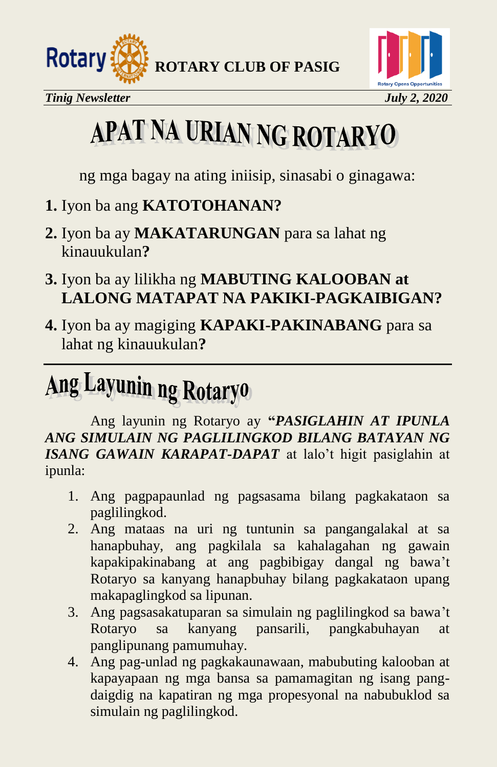ROTARY CLUB OF PASIG

*Tinig Newsletter* *July 2, 2020*

# APAT NA URIAN NG ROTARYO

ng mga bagay na ating iniisip, sinasabi o ginagawa:

**1.** Iyon ba ang **KATOTOHANAN?**

**2.** Iyon ba ay **MAKATARUNGAN** para sa lahat ng kinauukulan**?**

**3.** Iyon ba ay lilikha ng **MABUTING KALOOBAN at LALONG MATAPAT NA PAKIKI-PAGKAIBIGAN?**

**4.** Iyon ba ay magiging **KAPAKI-PAKINABANG** para sa lahat ng kinauukulan**?**

---

# Ang Layunin ng Rotaryo

Ang layunin ng Rotaryo ay **"*PASIGLAHIN AT IPUNLA ANG SIMULAIN NG PAGLILINGKOD BILANG BATAYAN NG ISANG GAWAIN KARAPAT-DAPAT*** at lalo't higit pasiglahin at ipunla:

1. Ang pagpapaunlad ng pagsasama bilang pagkakataon sa paglilingkod.
2. Ang mataas na uri ng tuntunin sa pangangalakal at sa hanapbuhay, ang pagkilala sa kahalagahan ng gawain kapakipakinabang at ang pagbibigay dangal ng bawa't Rotaryo sa kanyang hanapbuhay bilang pagkakataon upang makapaglingkod sa lipunan.
3. Ang pagsasakatuparan sa simulain ng paglilingkod sa bawa't Rotaryo sa kanyang pansarili, pangkabuhayan at panglipunang pamumuhay.
4. Ang pag-unlad ng pagkakaunawaan, mabubuting kalooban at kapayapaan ng mga bansa sa pamamagitan ng isang pang-daigdig na kapatiran ng mga propesyonal na nabubuklod sa simulain ng paglilingkod.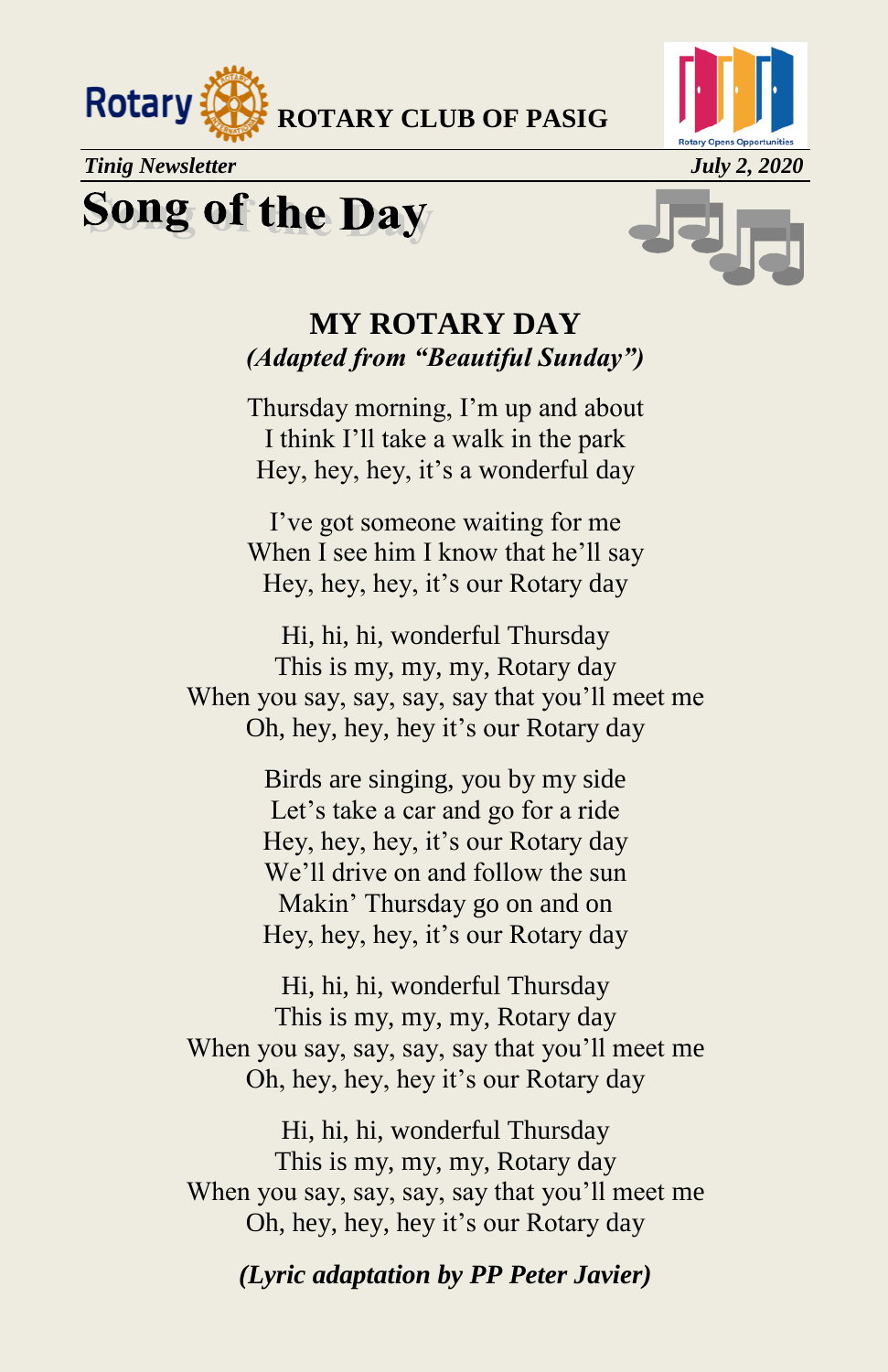# Song of the Day

## MY ROTARY DAY

*(Adapted from "Beautiful Sunday")*

Thursday morning, I'm up and about
I think I'll take a walk in the park
Hey, hey, hey, it's a wonderful day

I've got someone waiting for me
When I see him I know that he'll say
Hey, hey, hey, it's our Rotary day

Hi, hi, hi, wonderful Thursday
This is my, my, my, Rotary day
When you say, say, say, say that you'll meet me
Oh, hey, hey, hey it's our Rotary day

Birds are singing, you by my side
Let's take a car and go for a ride
Hey, hey, hey, it's our Rotary day
We'll drive on and follow the sun
Makin' Thursday go on and on
Hey, hey, hey, it's our Rotary day

Hi, hi, hi, wonderful Thursday
This is my, my, my, Rotary day
When you say, say, say, say that you'll meet me
Oh, hey, hey, hey it's our Rotary day

Hi, hi, hi, wonderful Thursday
This is my, my, my, Rotary day
When you say, say, say, say that you'll meet me
Oh, hey, hey, hey it's our Rotary day

***(Lyric adaptation by PP Peter Javier)***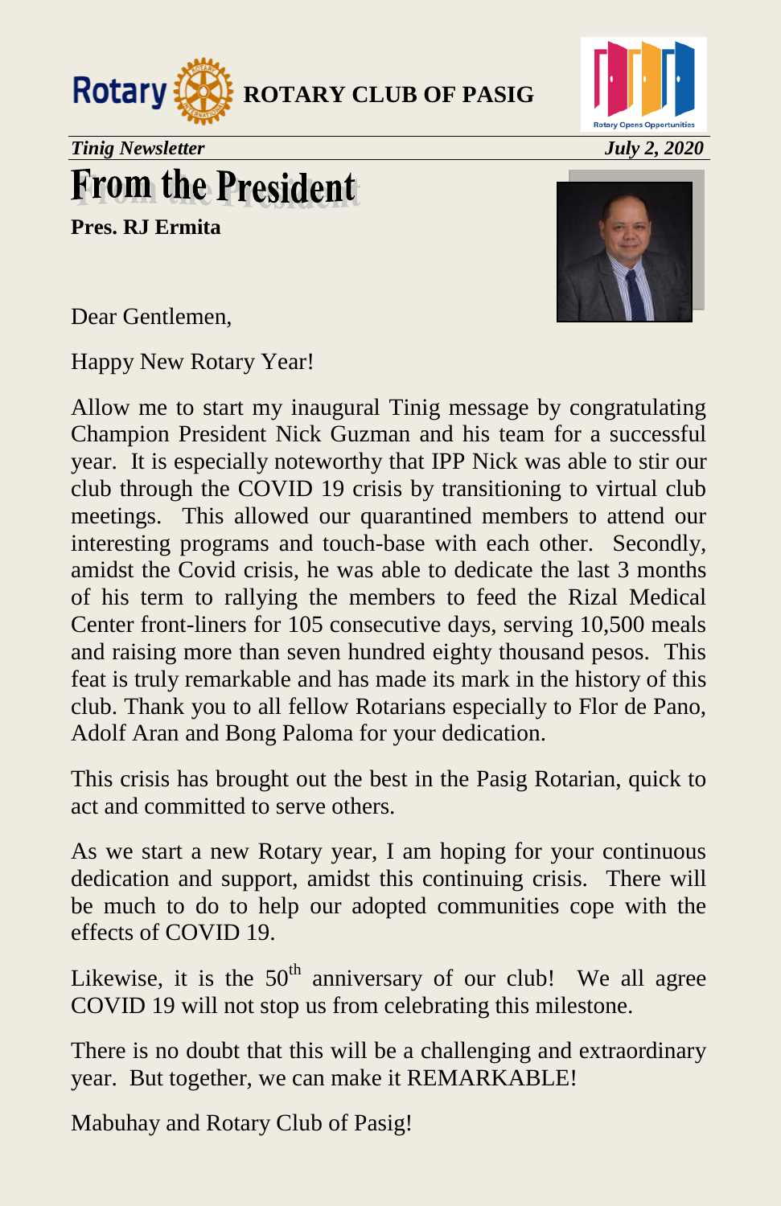**ROTARY CLUB OF PASIG**

*Tinig Newsletter* *July 2, 2020*

# From the President

**Pres. RJ Ermita**

Dear Gentlemen,

Happy New Rotary Year!

Allow me to start my inaugural Tinig message by congratulating Champion President Nick Guzman and his team for a successful year. It is especially noteworthy that IPP Nick was able to stir our club through the COVID 19 crisis by transitioning to virtual club meetings. This allowed our quarantined members to attend our interesting programs and touch-base with each other. Secondly, amidst the Covid crisis, he was able to dedicate the last 3 months of his term to rallying the members to feed the Rizal Medical Center front-liners for 105 consecutive days, serving 10,500 meals and raising more than seven hundred eighty thousand pesos. This feat is truly remarkable and has made its mark in the history of this club. Thank you to all fellow Rotarians especially to Flor de Pano, Adolf Aran and Bong Paloma for your dedication.

This crisis has brought out the best in the Pasig Rotarian, quick to act and committed to serve others.

As we start a new Rotary year, I am hoping for your continuous dedication and support, amidst this continuing crisis. There will be much to do to help our adopted communities cope with the effects of COVID 19.

Likewise, it is the 50th anniversary of our club! We all agree COVID 19 will not stop us from celebrating this milestone.

There is no doubt that this will be a challenging and extraordinary year. But together, we can make it REMARKABLE!

Mabuhay and Rotary Club of Pasig!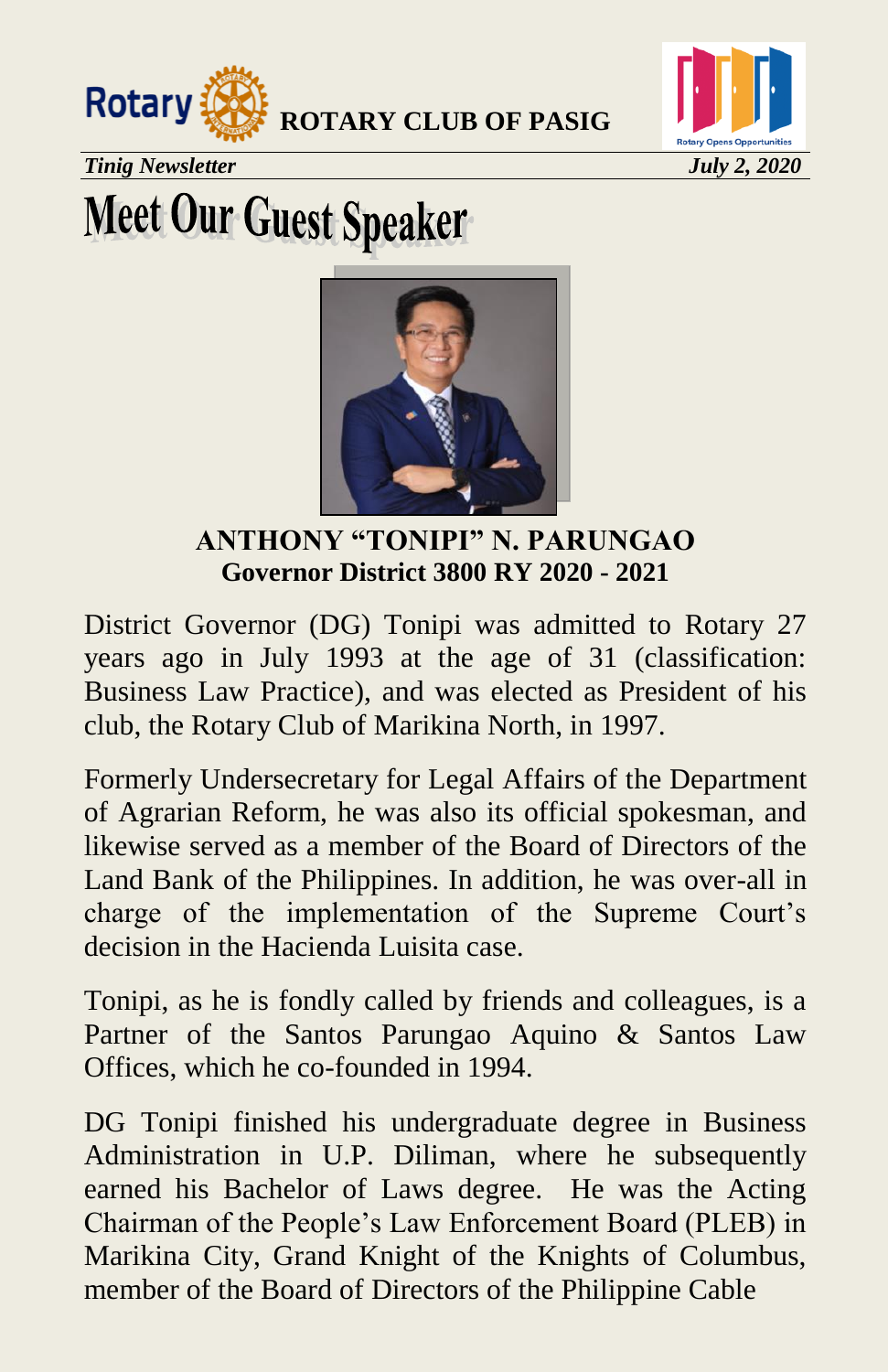# Meet Our Guest Speaker

**ANTHONY "TONIPI" N. PARUNGAO**
**Governor District 3800 RY 2020 - 2021**

District Governor (DG) Tonipi was admitted to Rotary 27 years ago in July 1993 at the age of 31 (classification: Business Law Practice), and was elected as President of his club, the Rotary Club of Marikina North, in 1997.

Formerly Undersecretary for Legal Affairs of the Department of Agrarian Reform, he was also its official spokesman, and likewise served as a member of the Board of Directors of the Land Bank of the Philippines. In addition, he was over-all in charge of the implementation of the Supreme Court's decision in the Hacienda Luisita case.

Tonipi, as he is fondly called by friends and colleagues, is a Partner of the Santos Parungao Aquino & Santos Law Offices, which he co-founded in 1994.

DG Tonipi finished his undergraduate degree in Business Administration in U.P. Diliman, where he subsequently earned his Bachelor of Laws degree. He was the Acting Chairman of the People's Law Enforcement Board (PLEB) in Marikina City, Grand Knight of the Knights of Columbus, member of the Board of Directors of the Philippine Cable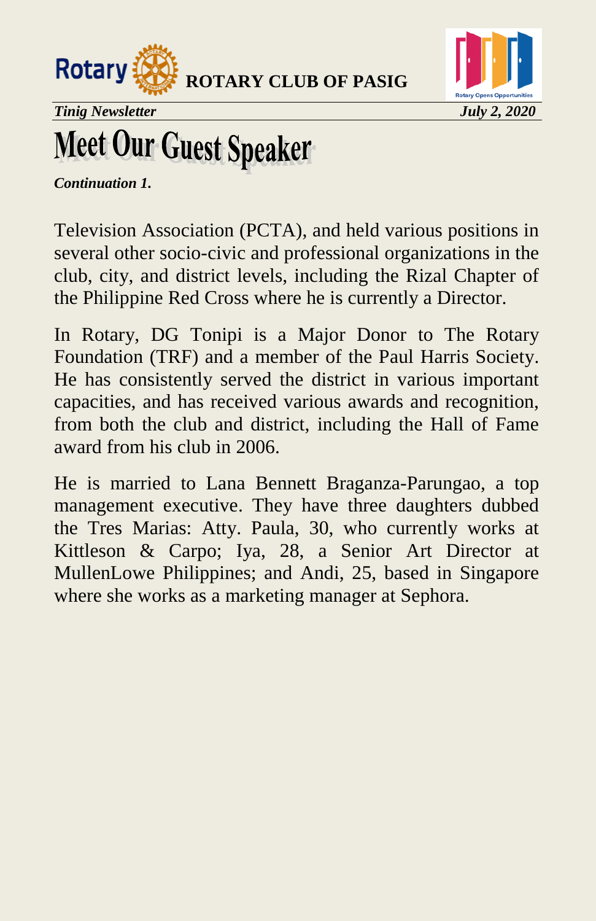# Meet Our Guest Speaker

***Continuation 1.***

Television Association (PCTA), and held various positions in several other socio-civic and professional organizations in the club, city, and district levels, including the Rizal Chapter of the Philippine Red Cross where he is currently a Director.

In Rotary, DG Tonipi is a Major Donor to The Rotary Foundation (TRF) and a member of the Paul Harris Society. He has consistently served the district in various important capacities, and has received various awards and recognition, from both the club and district, including the Hall of Fame award from his club in 2006.

He is married to Lana Bennett Braganza-Parungao, a top management executive. They have three daughters dubbed the Tres Marias: Atty. Paula, 30, who currently works at Kittleson & Carpo; Iya, 28, a Senior Art Director at MullenLowe Philippines; and Andi, 25, based in Singapore where she works as a marketing manager at Sephora.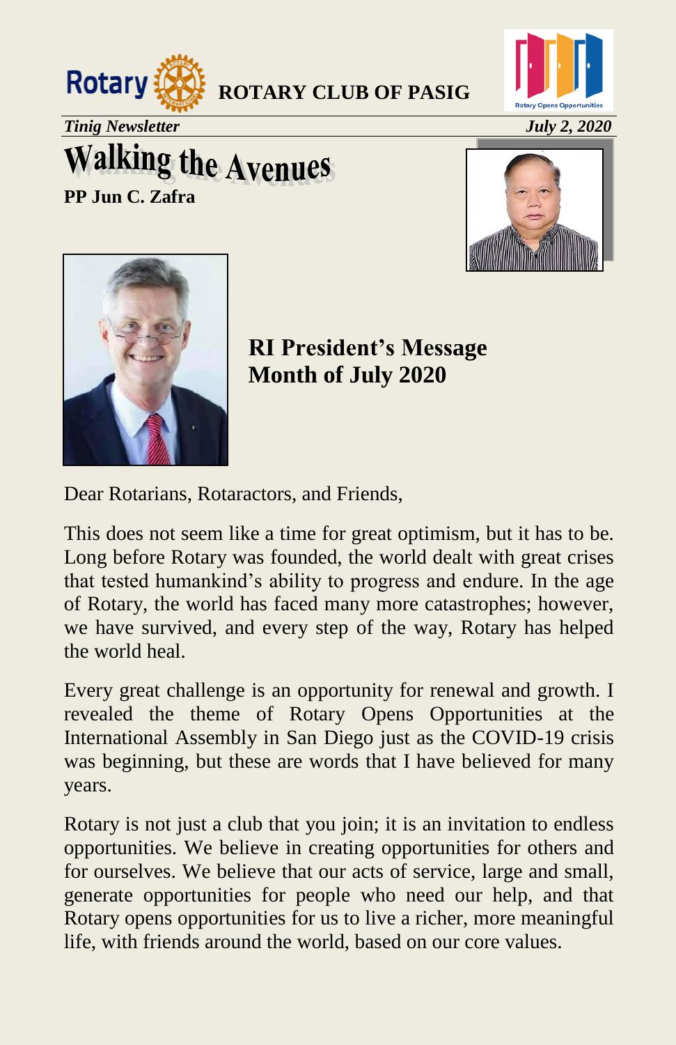**ROTARY CLUB OF PASIG**

*Tinig Newsletter* *July 2, 2020*

# Walking the Avenues

**PP Jun C. Zafra**

## RI President's Message
## Month of July 2020

Dear Rotarians, Rotaractors, and Friends,

This does not seem like a time for great optimism, but it has to be. Long before Rotary was founded, the world dealt with great crises that tested humankind's ability to progress and endure. In the age of Rotary, the world has faced many more catastrophes; however, we have survived, and every step of the way, Rotary has helped the world heal.

Every great challenge is an opportunity for renewal and growth. I revealed the theme of Rotary Opens Opportunities at the International Assembly in San Diego just as the COVID-19 crisis was beginning, but these are words that I have believed for many years.

Rotary is not just a club that you join; it is an invitation to endless opportunities. We believe in creating opportunities for others and for ourselves. We believe that our acts of service, large and small, generate opportunities for people who need our help, and that Rotary opens opportunities for us to live a richer, more meaningful life, with friends around the world, based on our core values.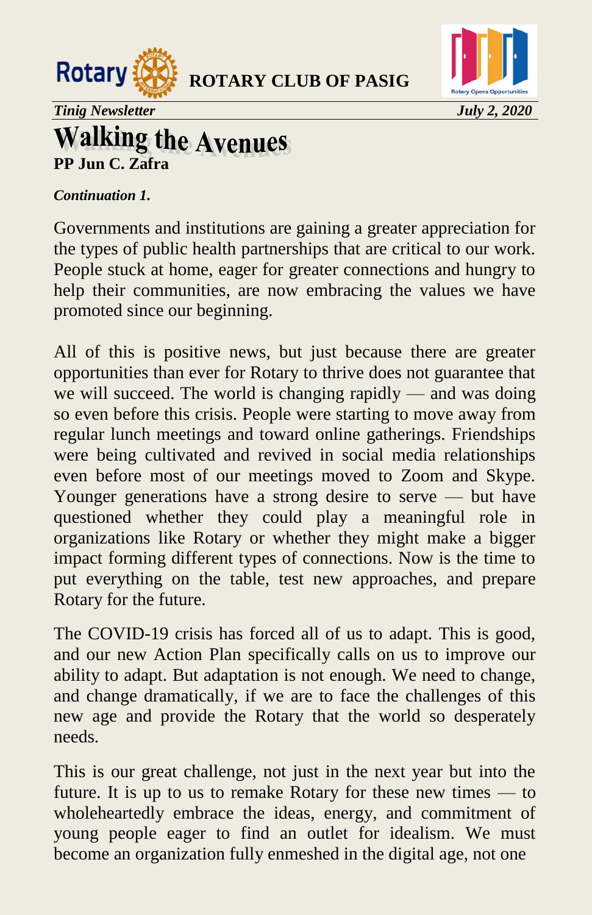# Walking the Avenues

**PP Jun C. Zafra**

***Continuation 1.***

Governments and institutions are gaining a greater appreciation for the types of public health partnerships that are critical to our work. People stuck at home, eager for greater connections and hungry to help their communities, are now embracing the values we have promoted since our beginning.

All of this is positive news, but just because there are greater opportunities than ever for Rotary to thrive does not guarantee that we will succeed. The world is changing rapidly — and was doing so even before this crisis. People were starting to move away from regular lunch meetings and toward online gatherings. Friendships were being cultivated and revived in social media relationships even before most of our meetings moved to Zoom and Skype. Younger generations have a strong desire to serve — but have questioned whether they could play a meaningful role in organizations like Rotary or whether they might make a bigger impact forming different types of connections. Now is the time to put everything on the table, test new approaches, and prepare Rotary for the future.

The COVID-19 crisis has forced all of us to adapt. This is good, and our new Action Plan specifically calls on us to improve our ability to adapt. But adaptation is not enough. We need to change, and change dramatically, if we are to face the challenges of this new age and provide the Rotary that the world so desperately needs.

This is our great challenge, not just in the next year but into the future. It is up to us to remake Rotary for these new times — to wholeheartedly embrace the ideas, energy, and commitment of young people eager to find an outlet for idealism. We must become an organization fully enmeshed in the digital age, not one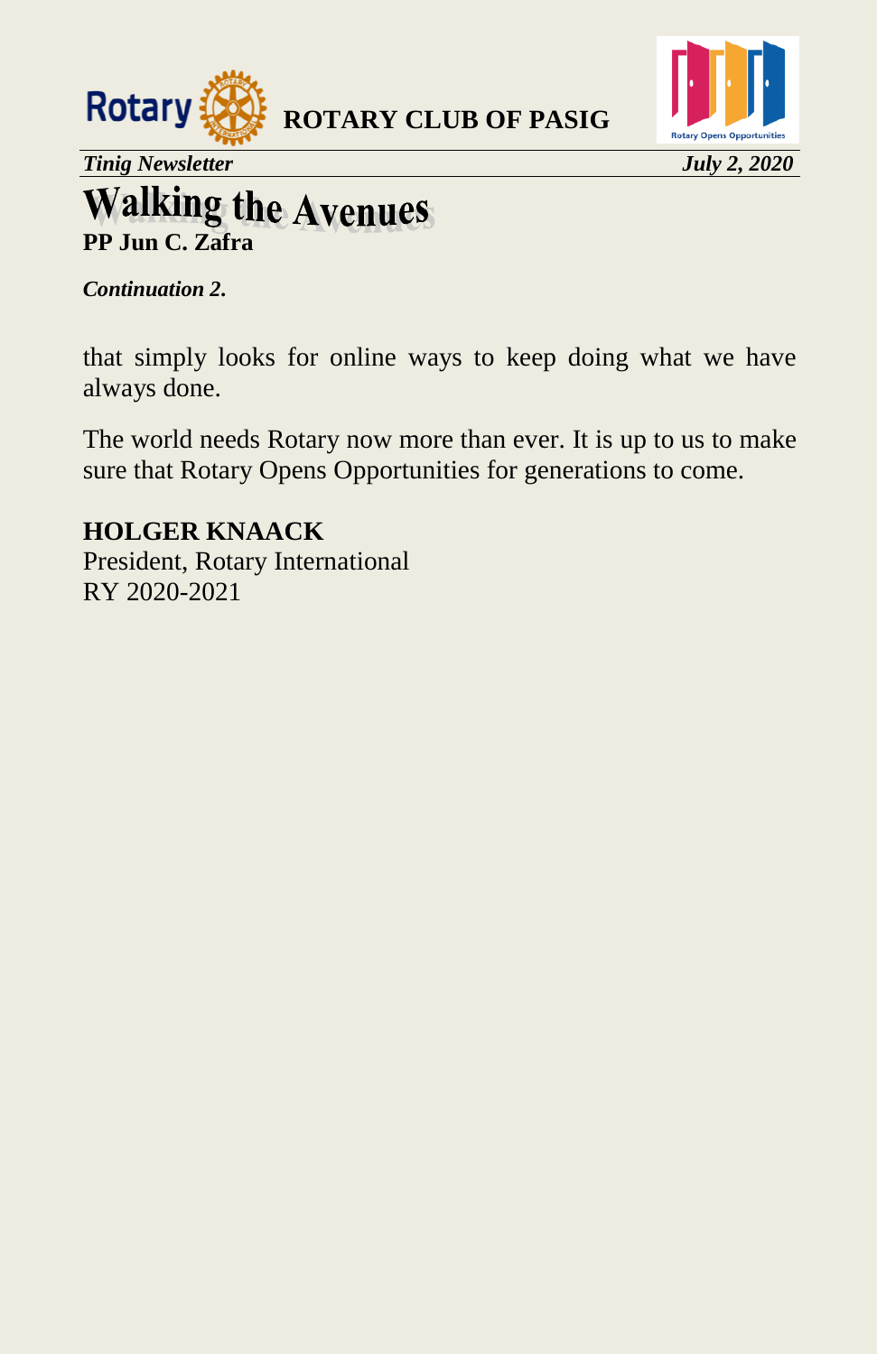# Walking the Avenues

**PP Jun C. Zafra**

***Continuation 2.***

that simply looks for online ways to keep doing what we have always done.

The world needs Rotary now more than ever. It is up to us to make sure that Rotary Opens Opportunities for generations to come.

**HOLGER KNAACK**
President, Rotary International
RY 2020-2021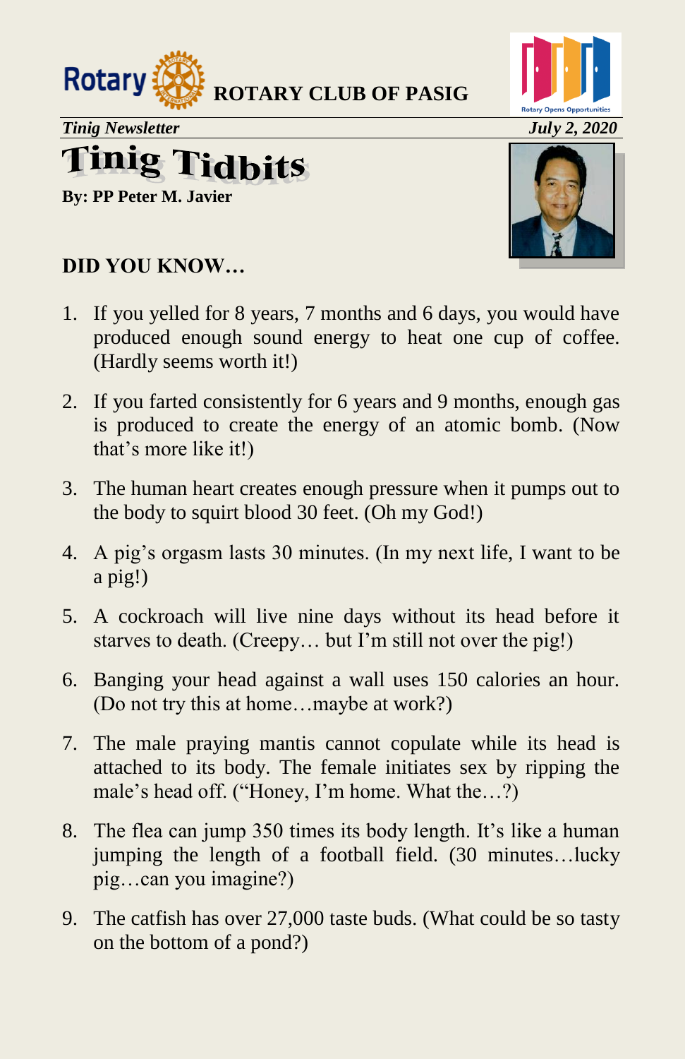**ROTARY CLUB OF PASIG**

*Tinig Newsletter* *July 2, 2020*

# Tinig Tidbits

**By: PP Peter M. Javier**

### DID YOU KNOW…

1. If you yelled for 8 years, 7 months and 6 days, you would have produced enough sound energy to heat one cup of coffee. (Hardly seems worth it!)
2. If you farted consistently for 6 years and 9 months, enough gas is produced to create the energy of an atomic bomb. (Now that's more like it!)
3. The human heart creates enough pressure when it pumps out to the body to squirt blood 30 feet. (Oh my God!)
4. A pig's orgasm lasts 30 minutes. (In my next life, I want to be a pig!)
5. A cockroach will live nine days without its head before it starves to death. (Creepy… but I'm still not over the pig!)
6. Banging your head against a wall uses 150 calories an hour. (Do not try this at home…maybe at work?)
7. The male praying mantis cannot copulate while its head is attached to its body. The female initiates sex by ripping the male's head off. ("Honey, I'm home. What the…?)
8. The flea can jump 350 times its body length. It's like a human jumping the length of a football field. (30 minutes…lucky pig…can you imagine?)
9. The catfish has over 27,000 taste buds. (What could be so tasty on the bottom of a pond?)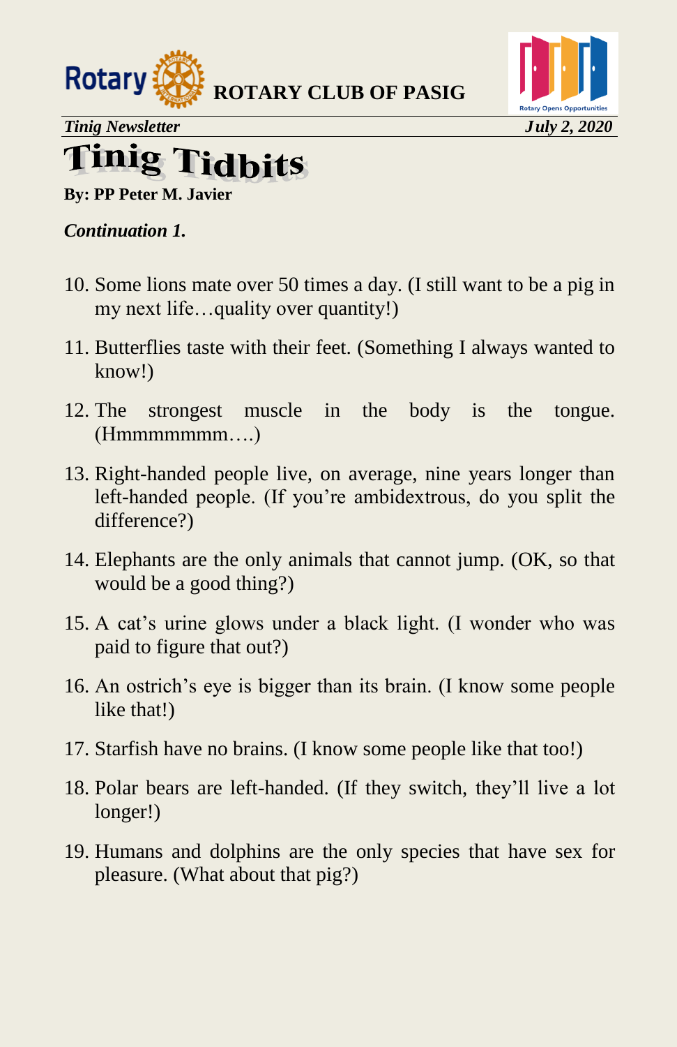# Tinig Tidbits

**By: PP Peter M. Javier**

***Continuation 1.***

10. Some lions mate over 50 times a day. (I still want to be a pig in my next life…quality over quantity!)
11. Butterflies taste with their feet. (Something I always wanted to know!)
12. The strongest muscle in the body is the tongue. (Hmmmmmmm….)
13. Right-handed people live, on average, nine years longer than left-handed people. (If you're ambidextrous, do you split the difference?)
14. Elephants are the only animals that cannot jump. (OK, so that would be a good thing?)
15. A cat's urine glows under a black light. (I wonder who was paid to figure that out?)
16. An ostrich's eye is bigger than its brain. (I know some people like that!)
17. Starfish have no brains. (I know some people like that too!)
18. Polar bears are left-handed. (If they switch, they'll live a lot longer!)
19. Humans and dolphins are the only species that have sex for pleasure. (What about that pig?)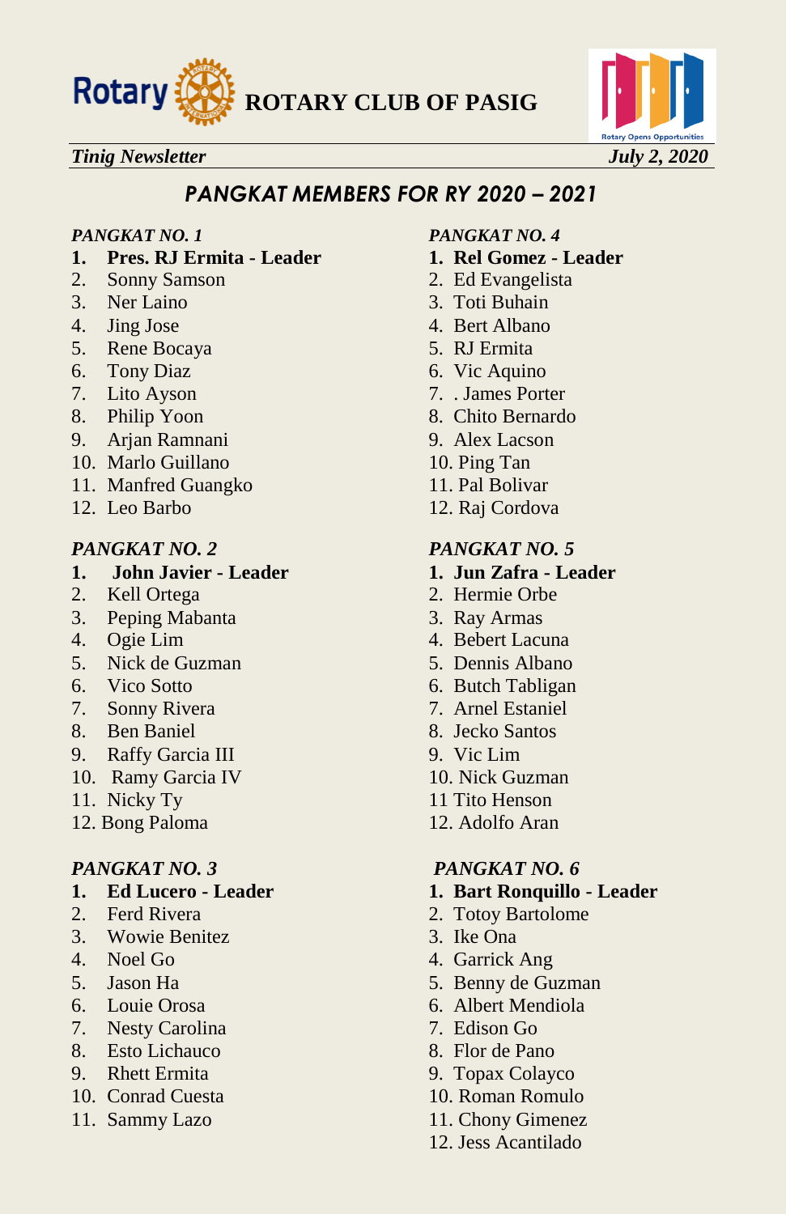**ROTARY CLUB OF PASIG**

*Tinig Newsletter* *July 2, 2020*

## *PANGKAT MEMBERS FOR RY 2020 – 2021*

*PANGKAT NO. 1*

1. **Pres. RJ Ermita - Leader**
2. Sonny Samson
3. Ner Laino
4. Jing Jose
5. Rene Bocaya
6. Tony Diaz
7. Lito Ayson
8. Philip Yoon
9. Arjan Ramnani
10. Marlo Guillano
11. Manfred Guangko
12. Leo Barbo

*PANGKAT NO. 2*

1. **John Javier - Leader**
2. Kell Ortega
3. Peping Mabanta
4. Ogie Lim
5. Nick de Guzman
6. Vico Sotto
7. Sonny Rivera
8. Ben Baniel
9. Raffy Garcia III
10. Ramy Garcia IV
11. Nicky Ty
12. Bong Paloma

*PANGKAT NO. 3*

1. **Ed Lucero - Leader**
2. Ferd Rivera
3. Wowie Benitez
4. Noel Go
5. Jason Ha
6. Louie Orosa
7. Nesty Carolina
8. Esto Lichauco
9. Rhett Ermita
10. Conrad Cuesta
11. Sammy Lazo

*PANGKAT NO. 4*

1. **Rel Gomez - Leader**
2. Ed Evangelista
3. Toti Buhain
4. Bert Albano
5. RJ Ermita
6. Vic Aquino
7. . James Porter
8. Chito Bernardo
9. Alex Lacson
10. Ping Tan
11. Pal Bolivar
12. Raj Cordova

*PANGKAT NO. 5*

1. **Jun Zafra - Leader**
2. Hermie Orbe
3. Ray Armas
4. Bebert Lacuna
5. Dennis Albano
6. Butch Tabligan
7. Arnel Estaniel
8. Jecko Santos
9. Vic Lim
10. Nick Guzman
11. Tito Henson
12. Adolfo Aran

*PANGKAT NO. 6*

1. **Bart Ronquillo - Leader**
2. Totoy Bartolome
3. Ike Ona
4. Garrick Ang
5. Benny de Guzman
6. Albert Mendiola
7. Edison Go
8. Flor de Pano
9. Topax Colayco
10. Roman Romulo
11. Chony Gimenez
12. Jess Acantilado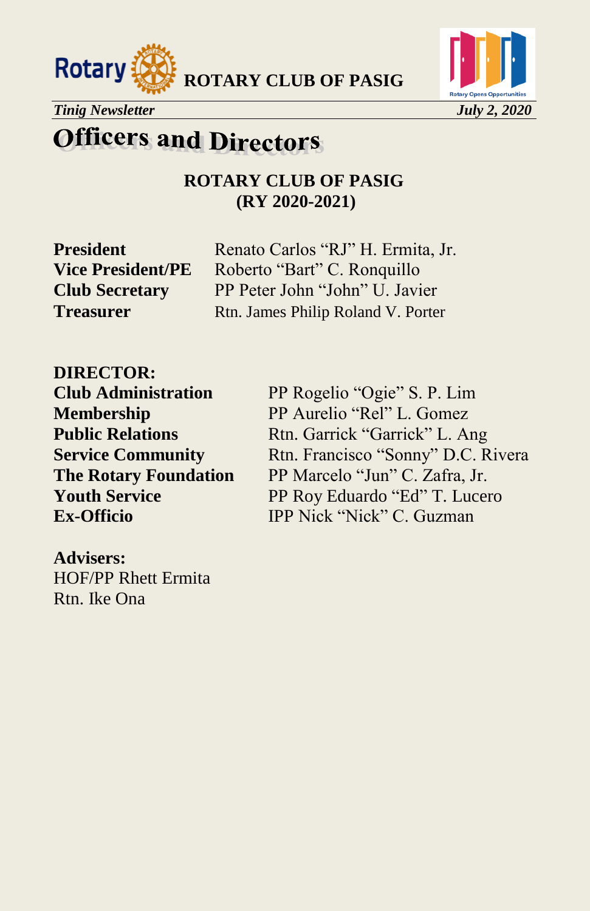# Officers and Directors

**ROTARY CLUB OF PASIG**
**(RY 2020-2021)**

| | |
|---|---|
| **President** | Renato Carlos "RJ" H. Ermita, Jr. |
| **Vice President/PE** | Roberto "Bart" C. Ronquillo |
| **Club Secretary** | PP Peter John "John" U. Javier |
| **Treasurer** | Rtn. James Philip Roland V. Porter |

**DIRECTOR:**

| | |
|---|---|
| **Club Administration** | PP Rogelio "Ogie" S. P. Lim |
| **Membership** | PP Aurelio "Rel" L. Gomez |
| **Public Relations** | Rtn. Garrick "Garrick" L. Ang |
| **Service Community** | Rtn. Francisco "Sonny" D.C. Rivera |
| **The Rotary Foundation** | PP Marcelo "Jun" C. Zafra, Jr. |
| **Youth Service** | PP Roy Eduardo "Ed" T. Lucero |
| **Ex-Officio** | IPP Nick "Nick" C. Guzman |

**Advisers:**
HOF/PP Rhett Ermita
Rtn. Ike Ona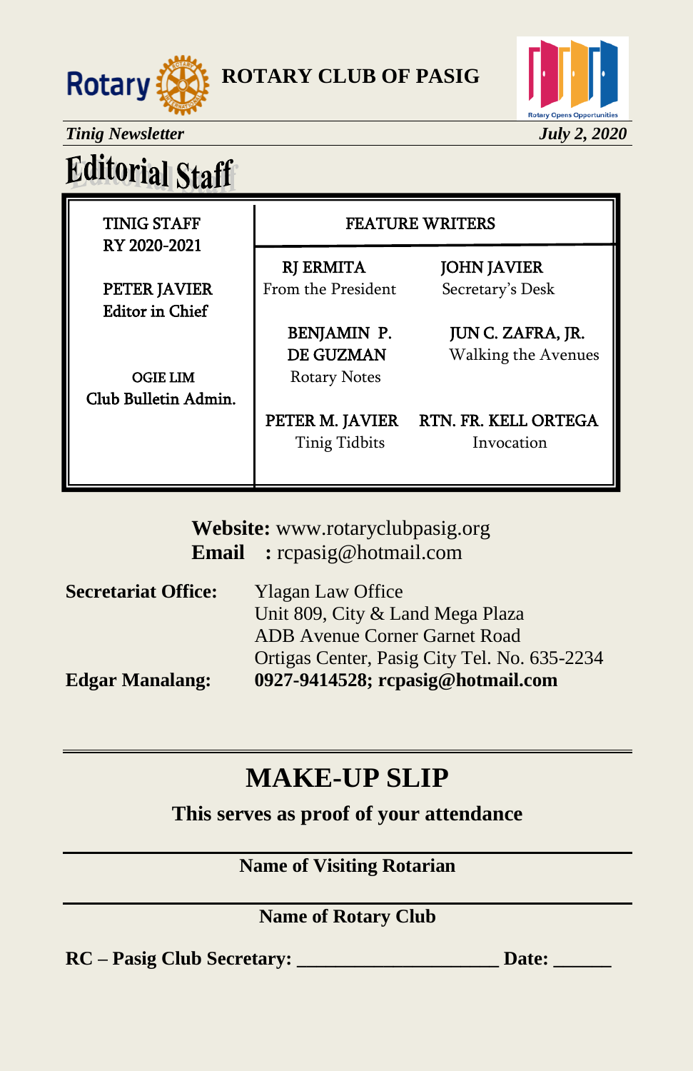**ROTARY CLUB OF PASIG**

*Tinig Newsletter* *July 2, 2020*

# Editorial Staff

| TINIG STAFF RY 2020-2021 | FEATURE WRITERS | |
|---|---|---|
| PETER JAVIER<br>Editor in Chief | RJ ERMITA<br>From the President | JOHN JAVIER<br>Secretary's Desk |
| OGIE LIM<br>Club Bulletin Admin. | BENJAMIN P. DE GUZMAN<br>Rotary Notes | JUN C. ZAFRA, JR.<br>Walking the Avenues |
| | PETER M. JAVIER<br>Tinig Tidbits | RTN. FR. KELL ORTEGA<br>Invocation |

**Website:** www.rotaryclubpasig.org
**Email :** rcpasig@hotmail.com

**Secretariat Office:** Ylagan Law Office
Unit 809, City & Land Mega Plaza
ADB Avenue Corner Garnet Road
Ortigas Center, Pasig City Tel. No. 635-2234

**Edgar Manalang:** **0927-9414528; rcpasig@hotmail.com**

## MAKE-UP SLIP

**This serves as proof of your attendance**

**Name of Visiting Rotarian**

**Name of Rotary Club**

**RC – Pasig Club Secretary: ____________________ Date: ______**